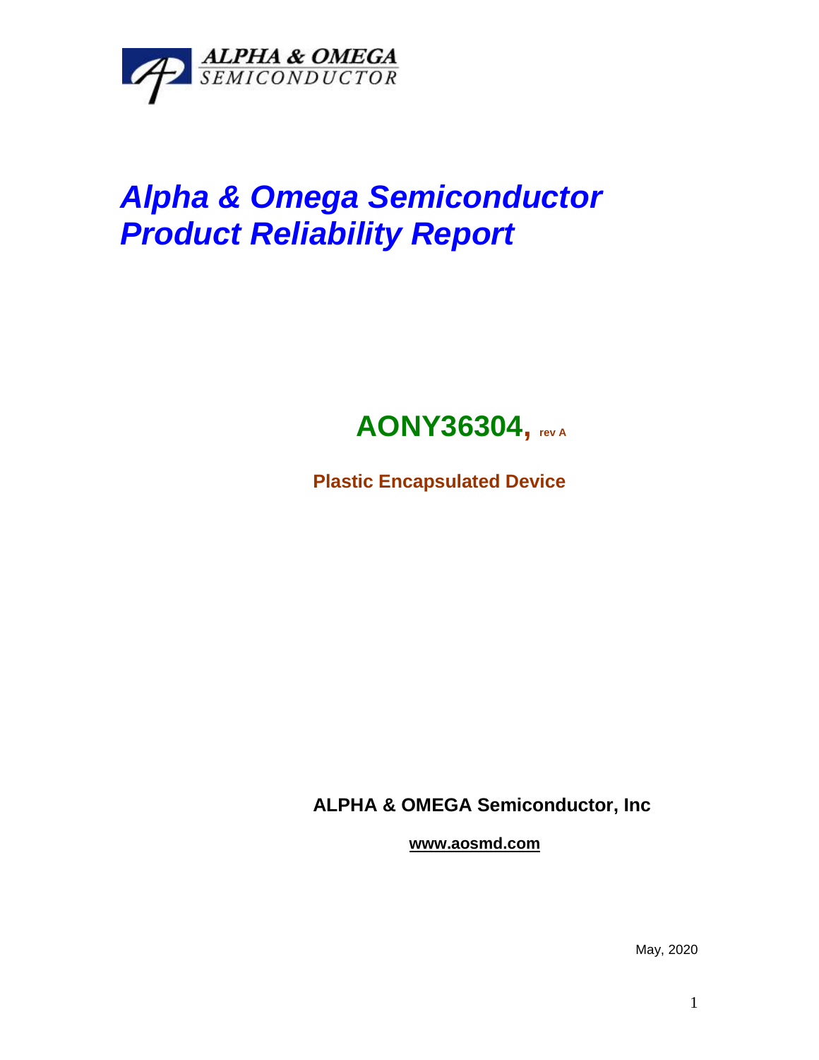ALPHA & OMEGA SEMICONDUCTOR

# *Alpha & Omega Semiconductor Product Reliability Report*

## **AONY36304, rev A**

**Plastic Encapsulated Device**

**ALPHA & OMEGA Semiconductor, Inc**

**www.aosmd.com**

May, 2020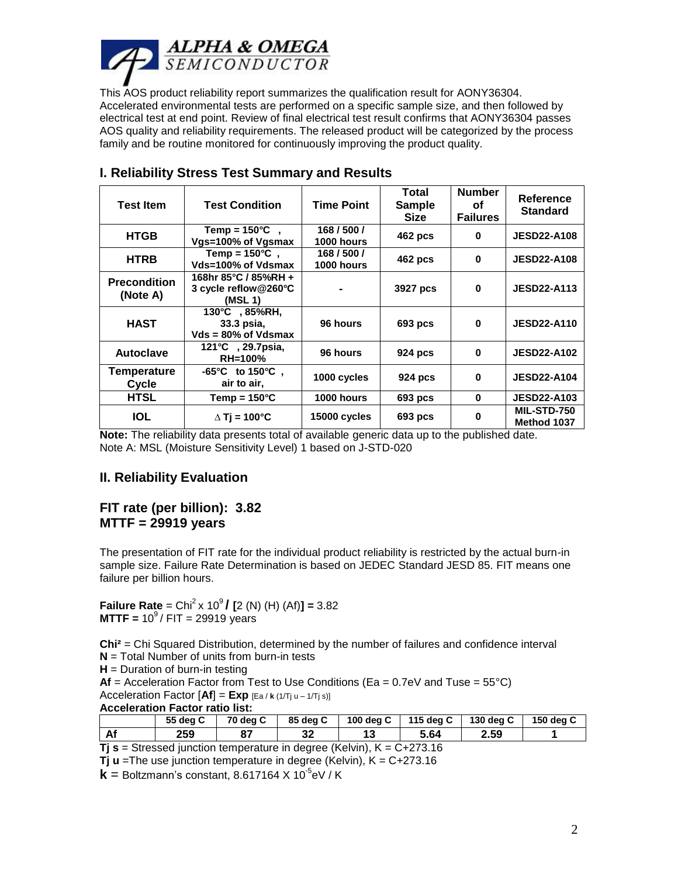This AOS product reliability report summarizes the qualification result for AONY36304. Accelerated environmental tests are performed on a specific sample size, and then followed by electrical test at end point. Review of final electrical test result confirms that AONY36304 passes AOS quality and reliability requirements. The released product will be categorized by the process family and be routine monitored for continuously improving the product quality.

## I. Reliability Stress Test Summary and Results

| Test Item | Test Condition | Time Point | Total Sample Size | Number of Failures | Reference Standard |
|---|---|---|---|---|---|
| HTGB | Temp = 150°C , Vgs=100% of Vgsmax | 168 / 500 / 1000 hours | 462 pcs | 0 | JESD22-A108 |
| HTRB | Temp = 150°C , Vds=100% of Vdsmax | 168 / 500 / 1000 hours | 462 pcs | 0 | JESD22-A108 |
| Precondition (Note A) | 168hr 85°C / 85%RH + 3 cycle reflow@260°C (MSL 1) | - | 3927 pcs | 0 | JESD22-A113 |
| HAST | 130°C , 85%RH, 33.3 psia, Vds = 80% of Vdsmax | 96 hours | 693 pcs | 0 | JESD22-A110 |
| Autoclave | 121°C , 29.7psia, RH=100% | 96 hours | 924 pcs | 0 | JESD22-A102 |
| Temperature Cycle | -65°C to 150°C , air to air, | 1000 cycles | 924 pcs | 0 | JESD22-A104 |
| HTSL | Temp = 150°C | 1000 hours | 693 pcs | 0 | JESD22-A103 |
| IOL | $\Delta$ Tj = 100°C | 15000 cycles | 693 pcs | 0 | MIL-STD-750 Method 1037 |

**Note:** The reliability data presents total of available generic data up to the published date.
Note A: MSL (Moisture Sensitivity Level) 1 based on J-STD-020

## II. Reliability Evaluation

### FIT rate (per billion): 3.82
### MTTF = 29919 years

The presentation of FIT rate for the individual product reliability is restricted by the actual burn-in sample size. Failure Rate Determination is based on JEDEC Standard JESD 85. FIT means one failure per billion hours.

**Failure Rate** = $Chi^2 \times 10^9$ **/ [**2 (N) (H) (Af)**] =** 3.82
**MTTF =** $10^9$ / FIT = 29919 years

**Chi²** = Chi Squared Distribution, determined by the number of failures and confidence interval
**N** = Total Number of units from burn-in tests
**H** = Duration of burn-in testing
**Af** = Acceleration Factor from Test to Use Conditions (Ea = 0.7eV and Tuse = 55°C)
Acceleration Factor [**Af**] = **Exp** [Ea / **k** (1/Tj u – 1/Tj s)]
**Acceleration Factor ratio list:**

| | 55 deg C | 70 deg C | 85 deg C | 100 deg C | 115 deg C | 130 deg C | 150 deg C |
|---|---|---|---|---|---|---|---|
| Af | 259 | 87 | 32 | 13 | 5.64 | 2.59 | 1 |

**Tj s** = Stressed junction temperature in degree (Kelvin), K = C+273.16
**Tj u** =The use junction temperature in degree (Kelvin), K = C+273.16
**k** = Boltzmann's constant, 8.617164 X $10^{-5}$eV / K